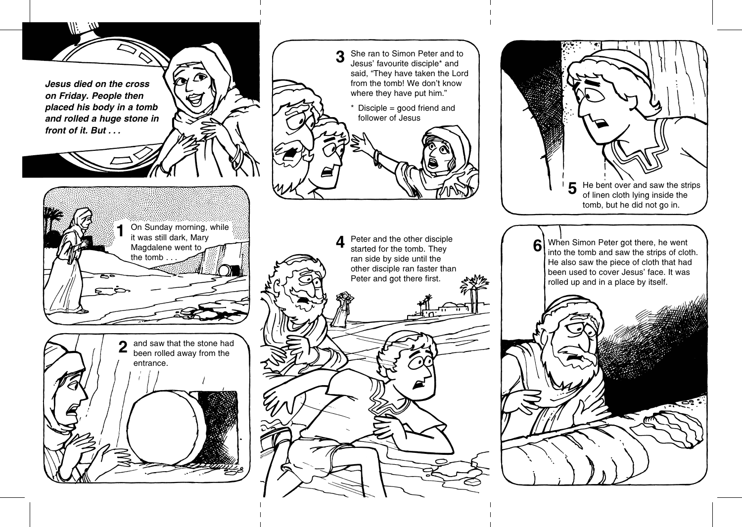***Jesus died on the cross on Friday. People then placed his body in a tomb and rolled a huge stone in front of it. But . . .***

**1** On Sunday morning, while it was still dark, Mary Magdalene went to the tomb . . .

**2** and saw that the stone had been rolled away from the entrance.

**3** She ran to Simon Peter and to Jesus' favourite disciple* and said, "They have taken the Lord from the tomb! We don't know where they have put him."

\* Disciple = good friend and follower of Jesus

**4** Peter and the other disciple started for the tomb. They ran side by side until the other disciple ran faster than Peter and got there first.

**5** He bent over and saw the strips of linen cloth lying inside the tomb, but he did not go in.

**6** When Simon Peter got there, he went into the tomb and saw the strips of cloth. He also saw the piece of cloth that had been used to cover Jesus' face. It was rolled up and in a place by itself.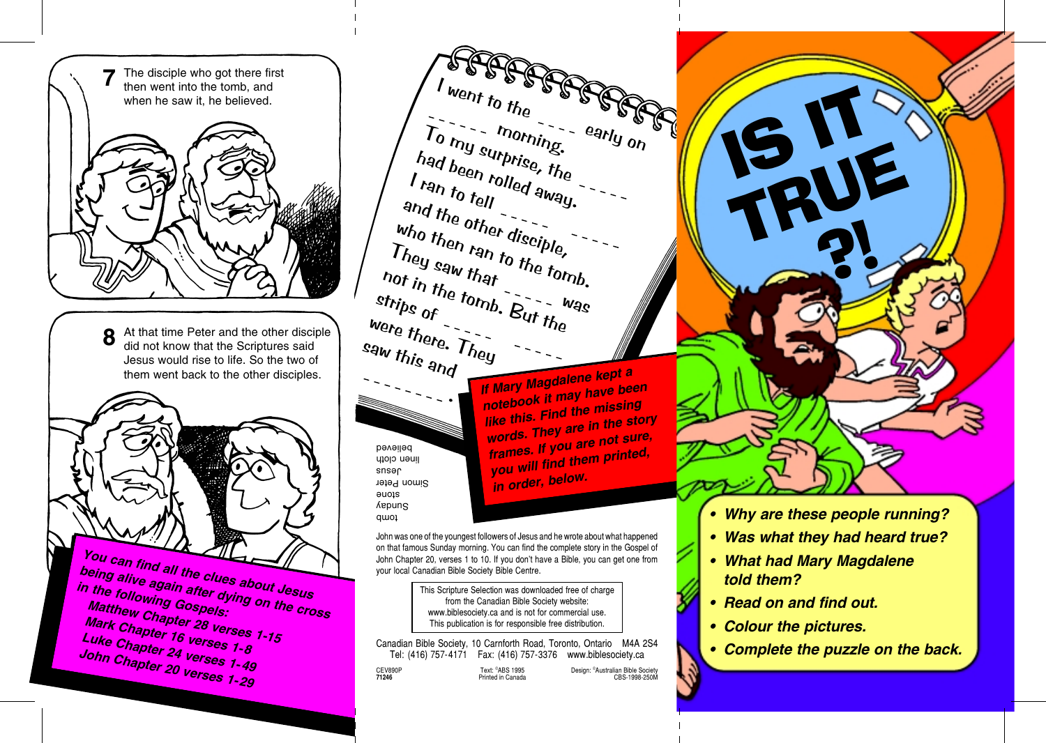**7** The disciple who got there first then went into the tomb, and when he saw it, he believed.

**8** At that time Peter and the other disciple did not know that the Scriptures said Jesus would rise to life. So the two of them went back to the other disciples.

***You can find all the clues about Jesus being alive again after dying on the cross in the following Gospels:***
***Matthew Chapter 28 verses 1-15***
***Mark Chapter 16 verses 1-8***
***Luke Chapter 24 verses 1-49***
***John Chapter 20 verses 1-29***

I went to the ----- early on ----- morning.
To my surprise, the ----- had been rolled away.
I ran to tell ----- ----- and the other disciple, who then ran to the tomb.
They saw that ----- was not in the tomb. But the strips of ----- were there. They saw this and --------.

***If Mary Magdalene kept a notebook it may have been like this. Find the missing words. They are in the story frames. If you are not sure, you will find them printed, in order, below.***

tomb
Sunday
stone
Simon Peter
Jesus
linen cloth
believed

John was one of the youngest followers of Jesus and he wrote about what happened on that famous Sunday morning. You can find the complete story in the Gospel of John Chapter 20, verses 1 to 10. If you don't have a Bible, you can get one from your local Canadian Bible Society Bible Centre.

This Scripture Selection was downloaded free of charge from the Canadian Bible Society website: www.biblesociety.ca and is not for commercial use. This publication is for responsible free distribution.

Canadian Bible Society, 10 Carnforth Road, Toronto, Ontario M4A 2S4
Tel: (416) 757-4171 Fax: (416) 757-3376 www.biblesociety.ca

CEV890P
**71246**

Text: ©ABS 1995
Printed in Canada

Design: ©Australian Bible Society
CBS-1998-250M

# IS IT TRUE ?!

- ***Why are these people running?***
- ***Was what they had heard true?***
- ***What had Mary Magdalene told them?***
- ***Read on and find out.***
- ***Colour the pictures.***
- ***Complete the puzzle on the back.***